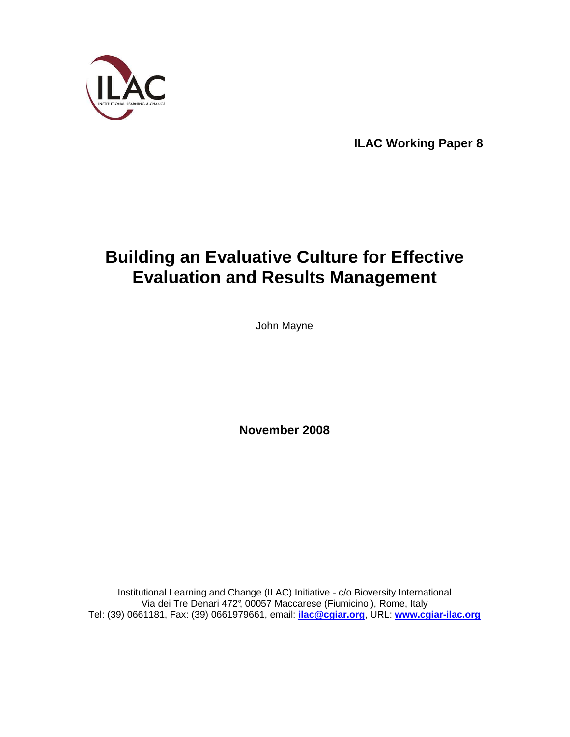ILAC

INSTITUTIONAL LEARNING & CHANGE

**ILAC Working Paper 8**

# Building an Evaluative Culture for Effective Evaluation and Results Management

John Mayne

**November 2008**

Institutional Learning and Change (ILAC) Initiative - c/o Bioversity International
Via dei Tre Denari 472°, 00057 Maccarese (Fiumicino ), Rome, Italy
Tel: (39) 0661181, Fax: (39) 0661979661, email: **ilac@cgiar.org**, URL: **www.cgiar-ilac.org**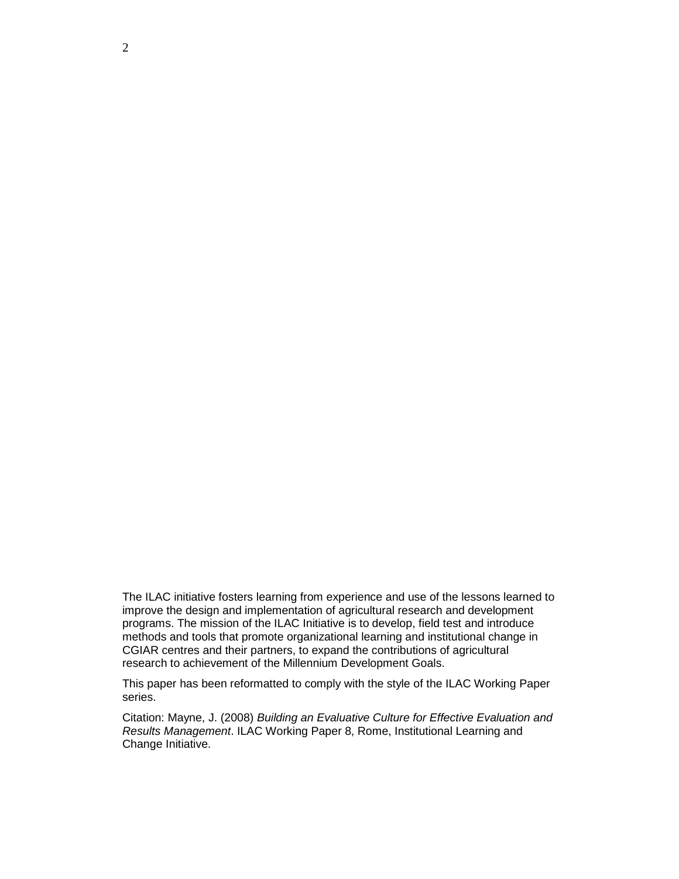The ILAC initiative fosters learning from experience and use of the lessons learned to improve the design and implementation of agricultural research and development programs. The mission of the ILAC Initiative is to develop, field test and introduce methods and tools that promote organizational learning and institutional change in CGIAR centres and their partners, to expand the contributions of agricultural research to achievement of the Millennium Development Goals.

This paper has been reformatted to comply with the style of the ILAC Working Paper series.

Citation: Mayne, J. (2008) *Building an Evaluative Culture for Effective Evaluation and Results Management*. ILAC Working Paper 8, Rome, Institutional Learning and Change Initiative.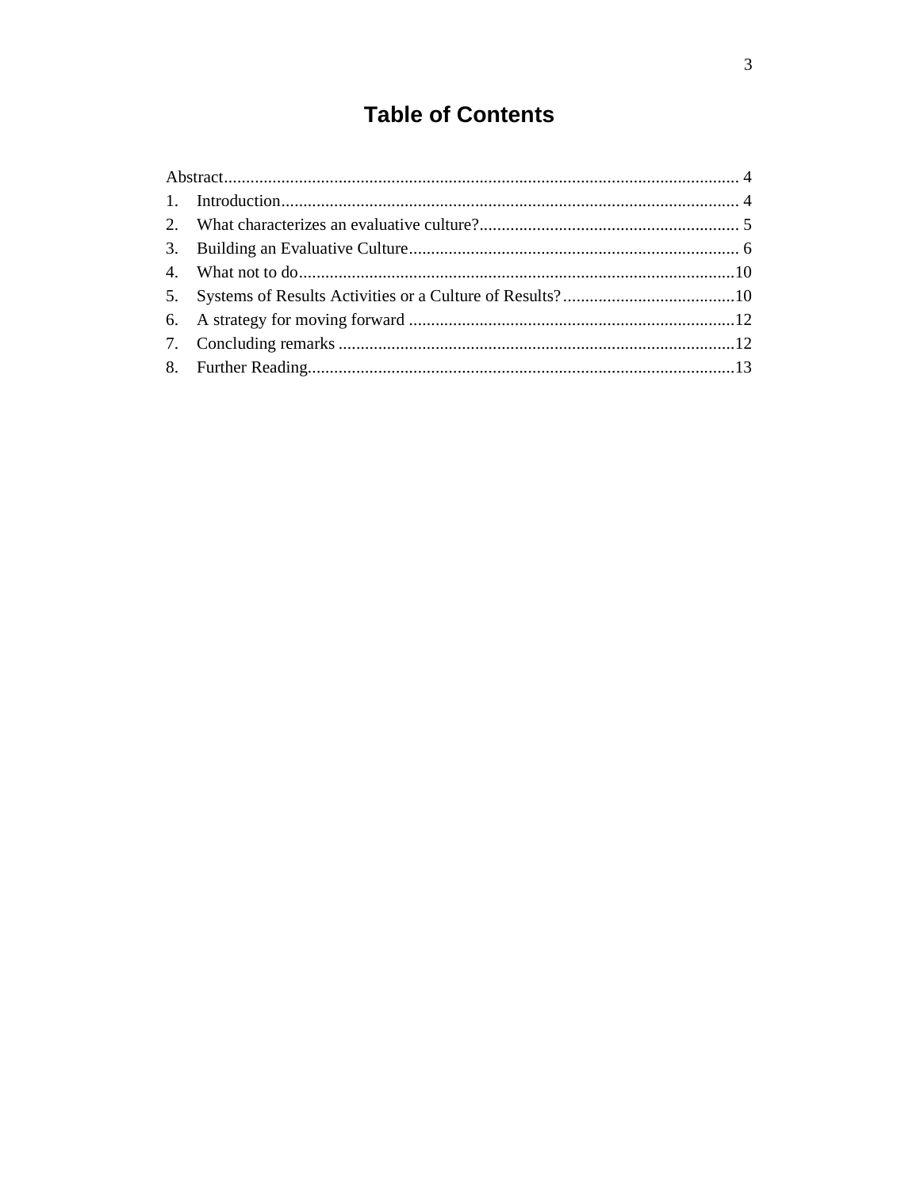# Table of Contents

Abstract ..... 4

1. Introduction ..... 4
2. What characterizes an evaluative culture? ..... 5
3. Building an Evaluative Culture ..... 6
4. What not to do ..... 10
5. Systems of Results Activities or a Culture of Results? ..... 10
6. A strategy for moving forward ..... 12
7. Concluding remarks ..... 12
8. Further Reading ..... 13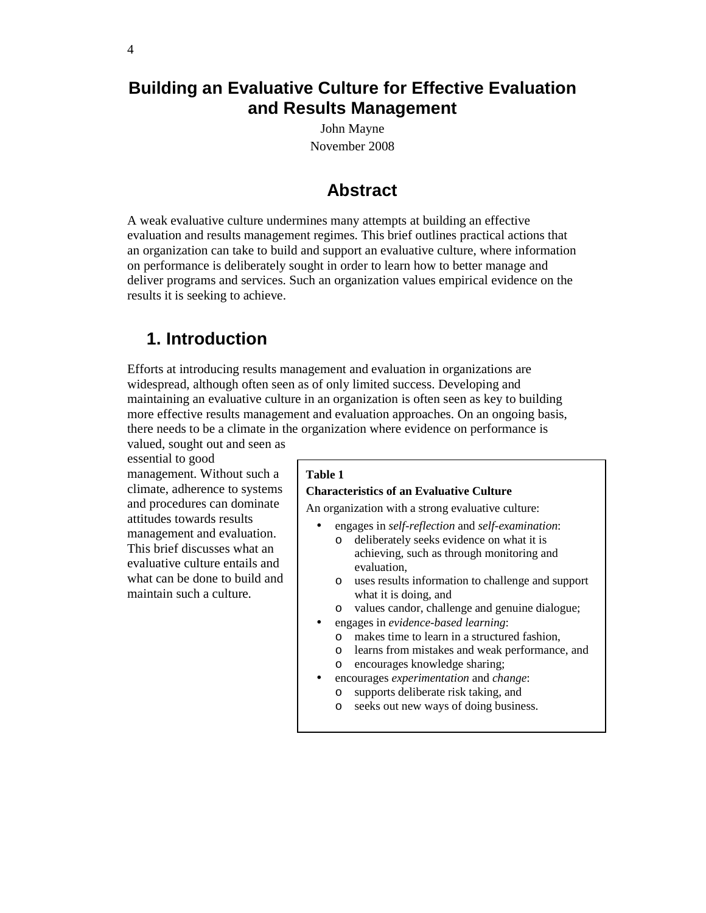# Building an Evaluative Culture for Effective Evaluation and Results Management

John Mayne

November 2008

## Abstract

A weak evaluative culture undermines many attempts at building an effective evaluation and results management regimes. This brief outlines practical actions that an organization can take to build and support an evaluative culture, where information on performance is deliberately sought in order to learn how to better manage and deliver programs and services. Such an organization values empirical evidence on the results it is seeking to achieve.

## 1. Introduction

Efforts at introducing results management and evaluation in organizations are widespread, although often seen as of only limited success. Developing and maintaining an evaluative culture in an organization is often seen as key to building more effective results management and evaluation approaches. On an ongoing basis, there needs to be a climate in the organization where evidence on performance is valued, sought out and seen as essential to good management. Without such a climate, adherence to systems and procedures can dominate attitudes towards results management and evaluation. This brief discusses what an evaluative culture entails and what can be done to build and maintain such a culture.

**Table 1**

**Characteristics of an Evaluative Culture**

An organization with a strong evaluative culture:

- engages in *self-reflection* and *self-examination*:
  - deliberately seeks evidence on what it is achieving, such as through monitoring and evaluation,
  - uses results information to challenge and support what it is doing, and
  - values candor, challenge and genuine dialogue;
- engages in *evidence-based learning*:
  - makes time to learn in a structured fashion,
  - learns from mistakes and weak performance, and
  - encourages knowledge sharing;
- encourages *experimentation* and *change*:
  - supports deliberate risk taking, and
  - seeks out new ways of doing business.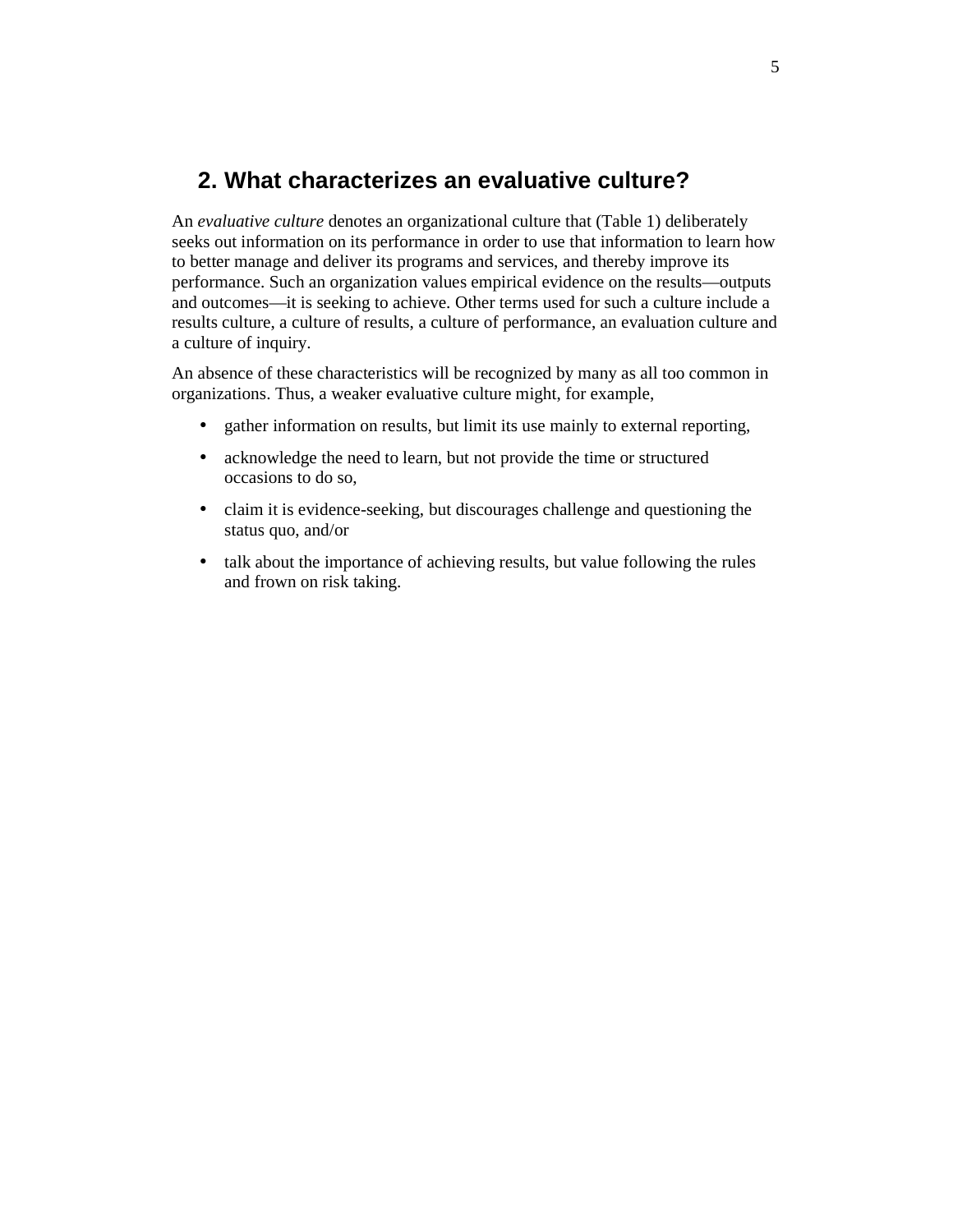## 2. What characterizes an evaluative culture?

An *evaluative culture* denotes an organizational culture that (Table 1) deliberately seeks out information on its performance in order to use that information to learn how to better manage and deliver its programs and services, and thereby improve its performance. Such an organization values empirical evidence on the results—outputs and outcomes—it is seeking to achieve. Other terms used for such a culture include a results culture, a culture of results, a culture of performance, an evaluation culture and a culture of inquiry.

An absence of these characteristics will be recognized by many as all too common in organizations. Thus, a weaker evaluative culture might, for example,

- gather information on results, but limit its use mainly to external reporting,
- acknowledge the need to learn, but not provide the time or structured occasions to do so,
- claim it is evidence-seeking, but discourages challenge and questioning the status quo, and/or
- talk about the importance of achieving results, but value following the rules and frown on risk taking.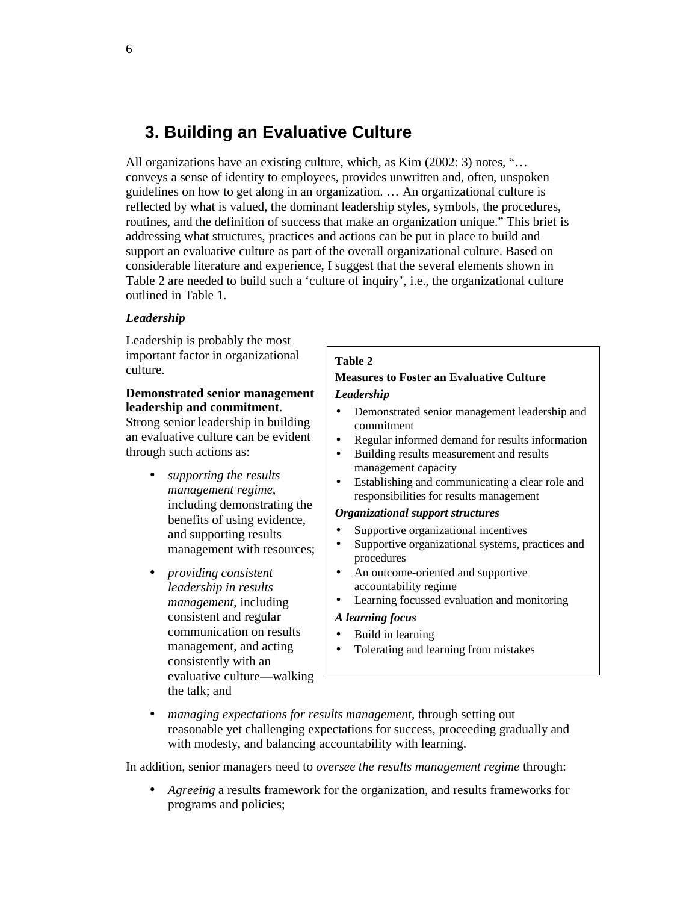## 3. Building an Evaluative Culture

All organizations have an existing culture, which, as Kim (2002: 3) notes, "… conveys a sense of identity to employees, provides unwritten and, often, unspoken guidelines on how to get along in an organization. … An organizational culture is reflected by what is valued, the dominant leadership styles, symbols, the procedures, routines, and the definition of success that make an organization unique." This brief is addressing what structures, practices and actions can be put in place to build and support an evaluative culture as part of the overall organizational culture. Based on considerable literature and experience, I suggest that the several elements shown in Table 2 are needed to build such a 'culture of inquiry', i.e., the organizational culture outlined in Table 1.

**Table 2**

**Measures to Foster an Evaluative Culture**

***Leadership***

- Demonstrated senior management leadership and commitment
- Regular informed demand for results information
- Building results measurement and results management capacity
- Establishing and communicating a clear role and responsibilities for results management

***Organizational support structures***

- Supportive organizational incentives
- Supportive organizational systems, practices and procedures
- An outcome-oriented and supportive accountability regime
- Learning focussed evaluation and monitoring

***A learning focus***

- Build in learning
- Tolerating and learning from mistakes

### *Leadership*

Leadership is probably the most important factor in organizational culture.

**Demonstrated senior management leadership and commitment**. Strong senior leadership in building an evaluative culture can be evident through such actions as:

- *supporting the results management regime*, including demonstrating the benefits of using evidence, and supporting results management with resources;
- *providing consistent leadership in results management*, including consistent and regular communication on results management, and acting consistently with an evaluative culture—walking the talk; and
- *managing expectations for results management*, through setting out reasonable yet challenging expectations for success, proceeding gradually and with modesty, and balancing accountability with learning.

In addition, senior managers need to *oversee the results management regime* through:

- *Agreeing* a results framework for the organization, and results frameworks for programs and policies;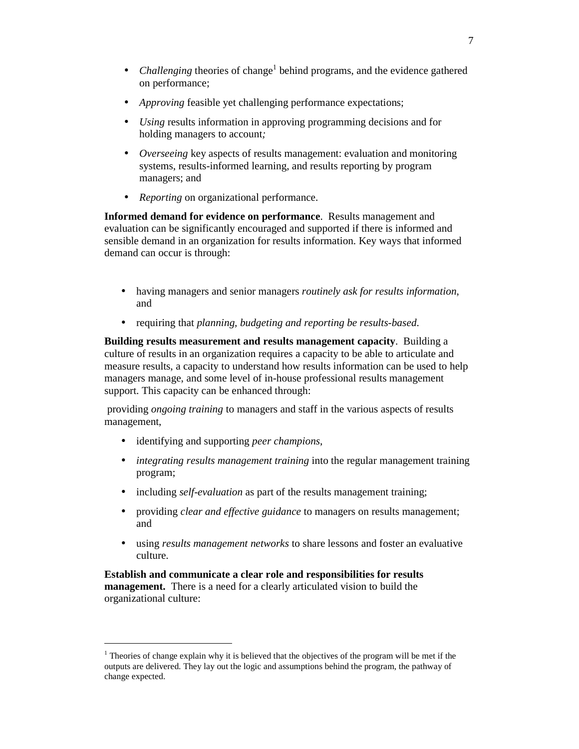- *Challenging* theories of change[1] behind programs, and the evidence gathered on performance;
- *Approving* feasible yet challenging performance expectations;
- *Using* results information in approving programming decisions and for holding managers to account*;*
- *Overseeing* key aspects of results management: evaluation and monitoring systems, results-informed learning, and results reporting by program managers; and
- *Reporting* on organizational performance.

**Informed demand for evidence on performance**. Results management and evaluation can be significantly encouraged and supported if there is informed and sensible demand in an organization for results information. Key ways that informed demand can occur is through:

- having managers and senior managers *routinely ask for results information*, and
- requiring that *planning, budgeting and reporting be results-based*.

**Building results measurement and results management capacity**. Building a culture of results in an organization requires a capacity to be able to articulate and measure results, a capacity to understand how results information can be used to help managers manage, and some level of in-house professional results management support. This capacity can be enhanced through:

providing *ongoing training* to managers and staff in the various aspects of results management,

- identifying and supporting *peer champions*,
- *integrating results management training* into the regular management training program;
- including *self-evaluation* as part of the results management training;
- providing *clear and effective guidance* to managers on results management; and
- using *results management networks* to share lessons and foster an evaluative culture.

**Establish and communicate a clear role and responsibilities for results management.** There is a need for a clearly articulated vision to build the organizational culture:

---

[1] Theories of change explain why it is believed that the objectives of the program will be met if the outputs are delivered. They lay out the logic and assumptions behind the program, the pathway of change expected.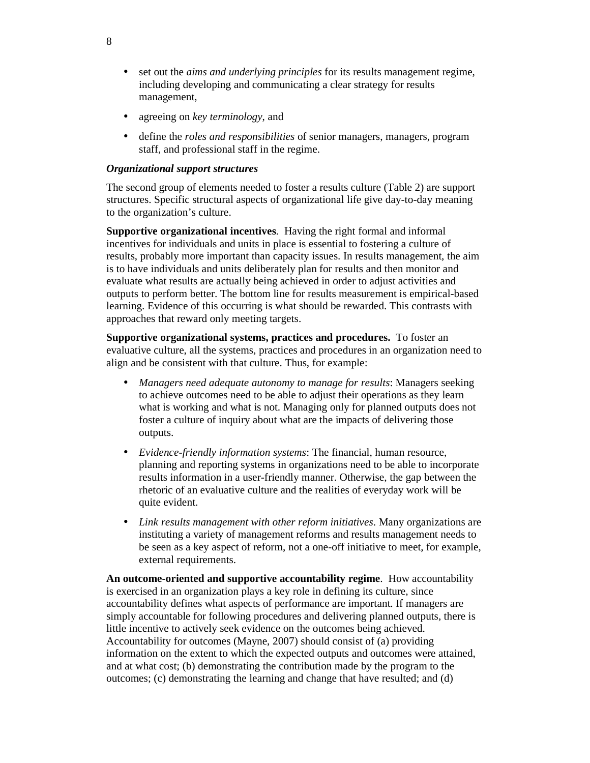- set out the *aims and underlying principles* for its results management regime, including developing and communicating a clear strategy for results management,

- agreeing on *key terminology*, and

- define the *roles and responsibilities* of senior managers, managers, program staff, and professional staff in the regime.

***Organizational support structures***

The second group of elements needed to foster a results culture (Table 2) are support structures. Specific structural aspects of organizational life give day-to-day meaning to the organization's culture.

**Supportive organizational incentives**. Having the right formal and informal incentives for individuals and units in place is essential to fostering a culture of results, probably more important than capacity issues. In results management, the aim is to have individuals and units deliberately plan for results and then monitor and evaluate what results are actually being achieved in order to adjust activities and outputs to perform better. The bottom line for results measurement is empirical-based learning. Evidence of this occurring is what should be rewarded. This contrasts with approaches that reward only meeting targets.

**Supportive organizational systems, practices and procedures.** To foster an evaluative culture, all the systems, practices and procedures in an organization need to align and be consistent with that culture. Thus, for example:

- *Managers need adequate autonomy to manage for results*: Managers seeking to achieve outcomes need to be able to adjust their operations as they learn what is working and what is not. Managing only for planned outputs does not foster a culture of inquiry about what are the impacts of delivering those outputs.

- *Evidence-friendly information systems*: The financial, human resource, planning and reporting systems in organizations need to be able to incorporate results information in a user-friendly manner. Otherwise, the gap between the rhetoric of an evaluative culture and the realities of everyday work will be quite evident.

- *Link results management with other reform initiatives*. Many organizations are instituting a variety of management reforms and results management needs to be seen as a key aspect of reform, not a one-off initiative to meet, for example, external requirements.

**An outcome-oriented and supportive accountability regime**. How accountability is exercised in an organization plays a key role in defining its culture, since accountability defines what aspects of performance are important. If managers are simply accountable for following procedures and delivering planned outputs, there is little incentive to actively seek evidence on the outcomes being achieved. Accountability for outcomes (Mayne, 2007) should consist of (a) providing information on the extent to which the expected outputs and outcomes were attained, and at what cost; (b) demonstrating the contribution made by the program to the outcomes; (c) demonstrating the learning and change that have resulted; and (d)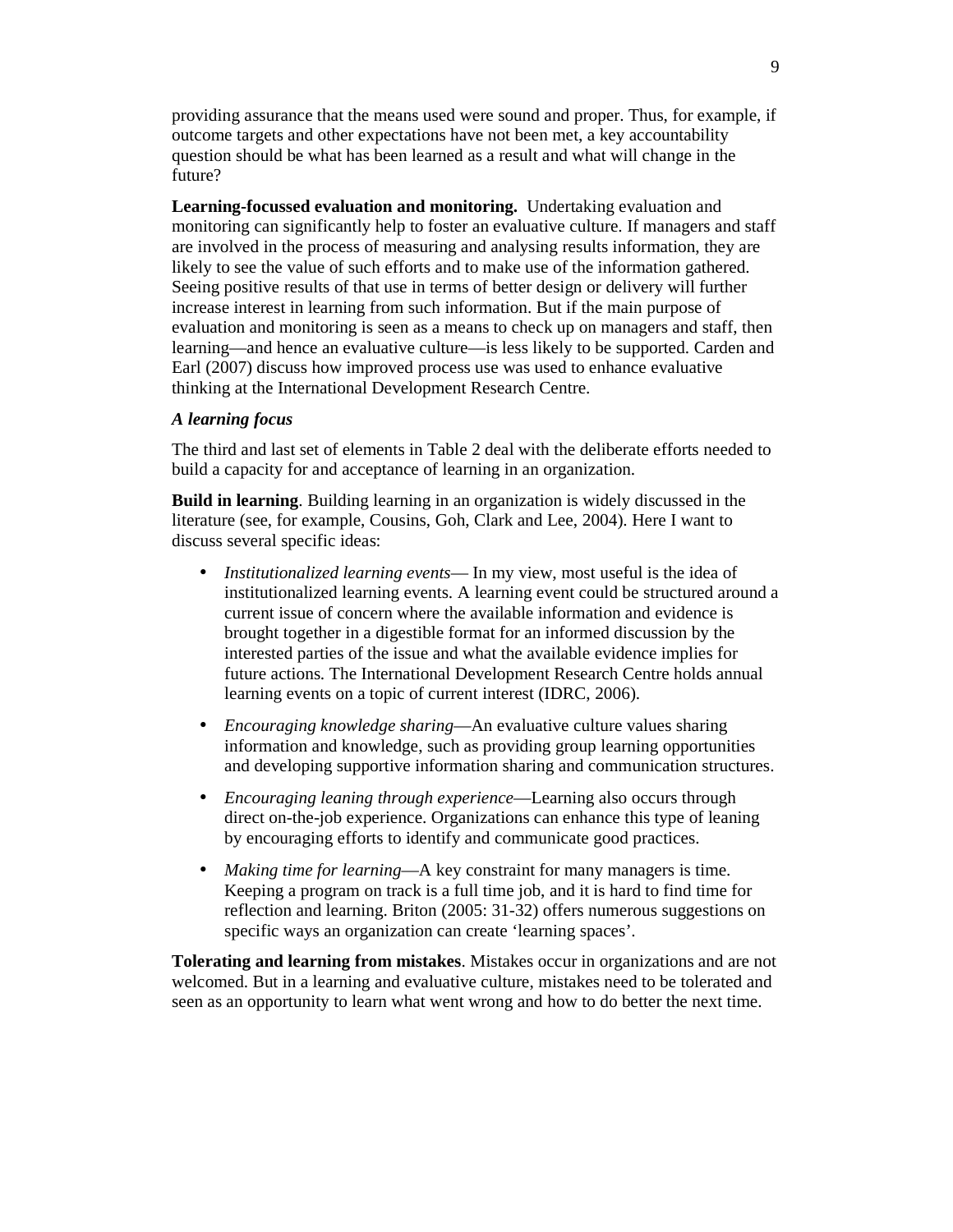providing assurance that the means used were sound and proper. Thus, for example, if outcome targets and other expectations have not been met, a key accountability question should be what has been learned as a result and what will change in the future?

**Learning-focussed evaluation and monitoring.** Undertaking evaluation and monitoring can significantly help to foster an evaluative culture. If managers and staff are involved in the process of measuring and analysing results information, they are likely to see the value of such efforts and to make use of the information gathered. Seeing positive results of that use in terms of better design or delivery will further increase interest in learning from such information. But if the main purpose of evaluation and monitoring is seen as a means to check up on managers and staff, then learning—and hence an evaluative culture—is less likely to be supported. Carden and Earl (2007) discuss how improved process use was used to enhance evaluative thinking at the International Development Research Centre.

***A learning focus***

The third and last set of elements in Table 2 deal with the deliberate efforts needed to build a capacity for and acceptance of learning in an organization.

**Build in learning**. Building learning in an organization is widely discussed in the literature (see, for example, Cousins, Goh, Clark and Lee, 2004). Here I want to discuss several specific ideas:

- *Institutionalized learning events*— In my view, most useful is the idea of institutionalized learning events. A learning event could be structured around a current issue of concern where the available information and evidence is brought together in a digestible format for an informed discussion by the interested parties of the issue and what the available evidence implies for future actions. The International Development Research Centre holds annual learning events on a topic of current interest (IDRC, 2006).
- *Encouraging knowledge sharing*—An evaluative culture values sharing information and knowledge, such as providing group learning opportunities and developing supportive information sharing and communication structures.
- *Encouraging leaning through experience*—Learning also occurs through direct on-the-job experience. Organizations can enhance this type of leaning by encouraging efforts to identify and communicate good practices.
- *Making time for learning*—A key constraint for many managers is time. Keeping a program on track is a full time job, and it is hard to find time for reflection and learning. Briton (2005: 31-32) offers numerous suggestions on specific ways an organization can create 'learning spaces'.

**Tolerating and learning from mistakes**. Mistakes occur in organizations and are not welcomed. But in a learning and evaluative culture, mistakes need to be tolerated and seen as an opportunity to learn what went wrong and how to do better the next time.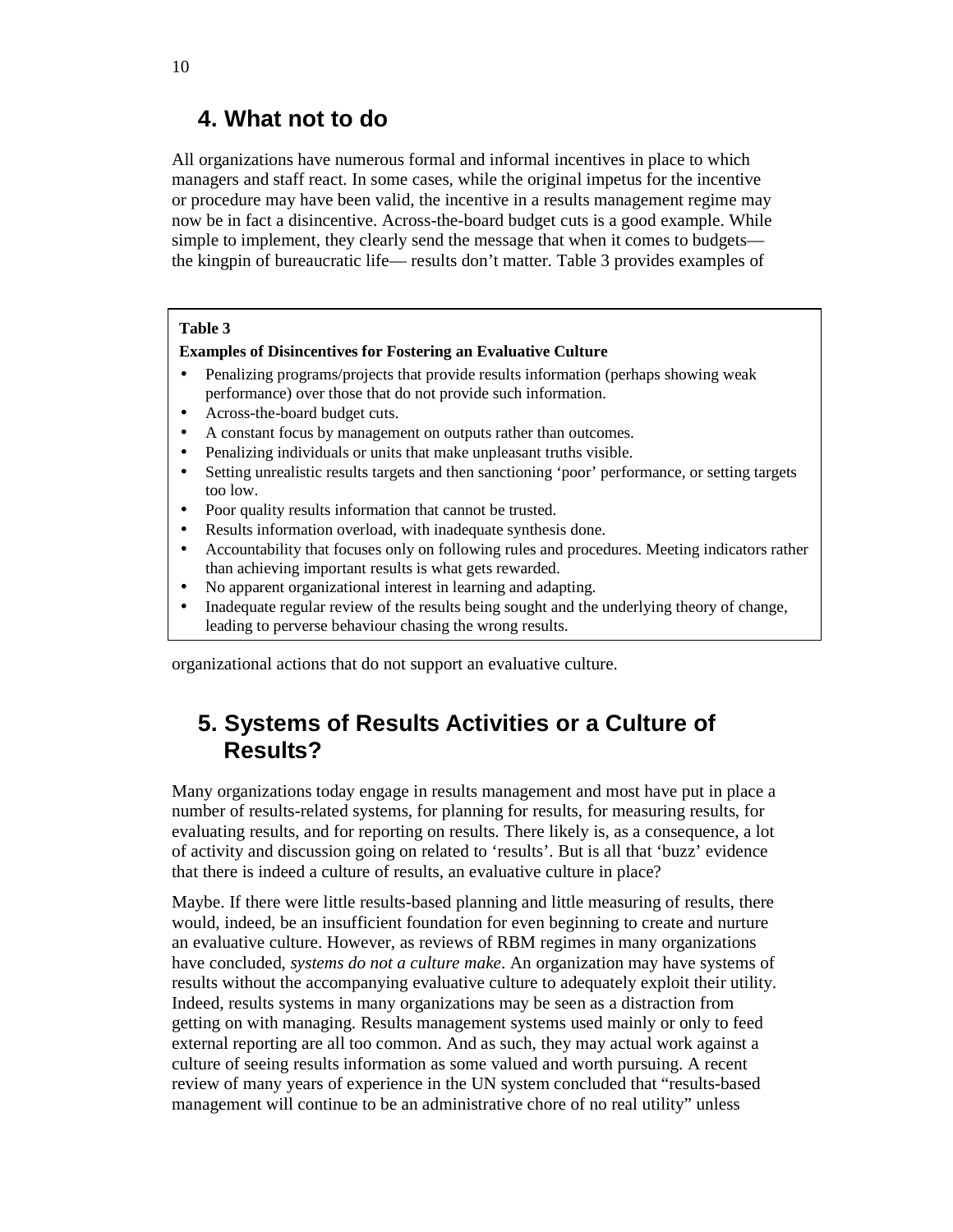## 4. What not to do

All organizations have numerous formal and informal incentives in place to which managers and staff react. In some cases, while the original impetus for the incentive or procedure may have been valid, the incentive in a results management regime may now be in fact a disincentive. Across-the-board budget cuts is a good example. While simple to implement, they clearly send the message that when it comes to budgets—the kingpin of bureaucratic life— results don't matter. Table 3 provides examples of organizational actions that do not support an evaluative culture.

**Table 3**

**Examples of Disincentives for Fostering an Evaluative Culture**

- Penalizing programs/projects that provide results information (perhaps showing weak performance) over those that do not provide such information.
- Across-the-board budget cuts.
- A constant focus by management on outputs rather than outcomes.
- Penalizing individuals or units that make unpleasant truths visible.
- Setting unrealistic results targets and then sanctioning 'poor' performance, or setting targets too low.
- Poor quality results information that cannot be trusted.
- Results information overload, with inadequate synthesis done.
- Accountability that focuses only on following rules and procedures. Meeting indicators rather than achieving important results is what gets rewarded.
- No apparent organizational interest in learning and adapting.
- Inadequate regular review of the results being sought and the underlying theory of change, leading to perverse behaviour chasing the wrong results.

## 5. Systems of Results Activities or a Culture of Results?

Many organizations today engage in results management and most have put in place a number of results-related systems, for planning for results, for measuring results, for evaluating results, and for reporting on results. There likely is, as a consequence, a lot of activity and discussion going on related to 'results'. But is all that 'buzz' evidence that there is indeed a culture of results, an evaluative culture in place?

Maybe. If there were little results-based planning and little measuring of results, there would, indeed, be an insufficient foundation for even beginning to create and nurture an evaluative culture. However, as reviews of RBM regimes in many organizations have concluded, *systems do not a culture make*. An organization may have systems of results without the accompanying evaluative culture to adequately exploit their utility. Indeed, results systems in many organizations may be seen as a distraction from getting on with managing. Results management systems used mainly or only to feed external reporting are all too common. And as such, they may actual work against a culture of seeing results information as some valued and worth pursuing. A recent review of many years of experience in the UN system concluded that "results-based management will continue to be an administrative chore of no real utility" unless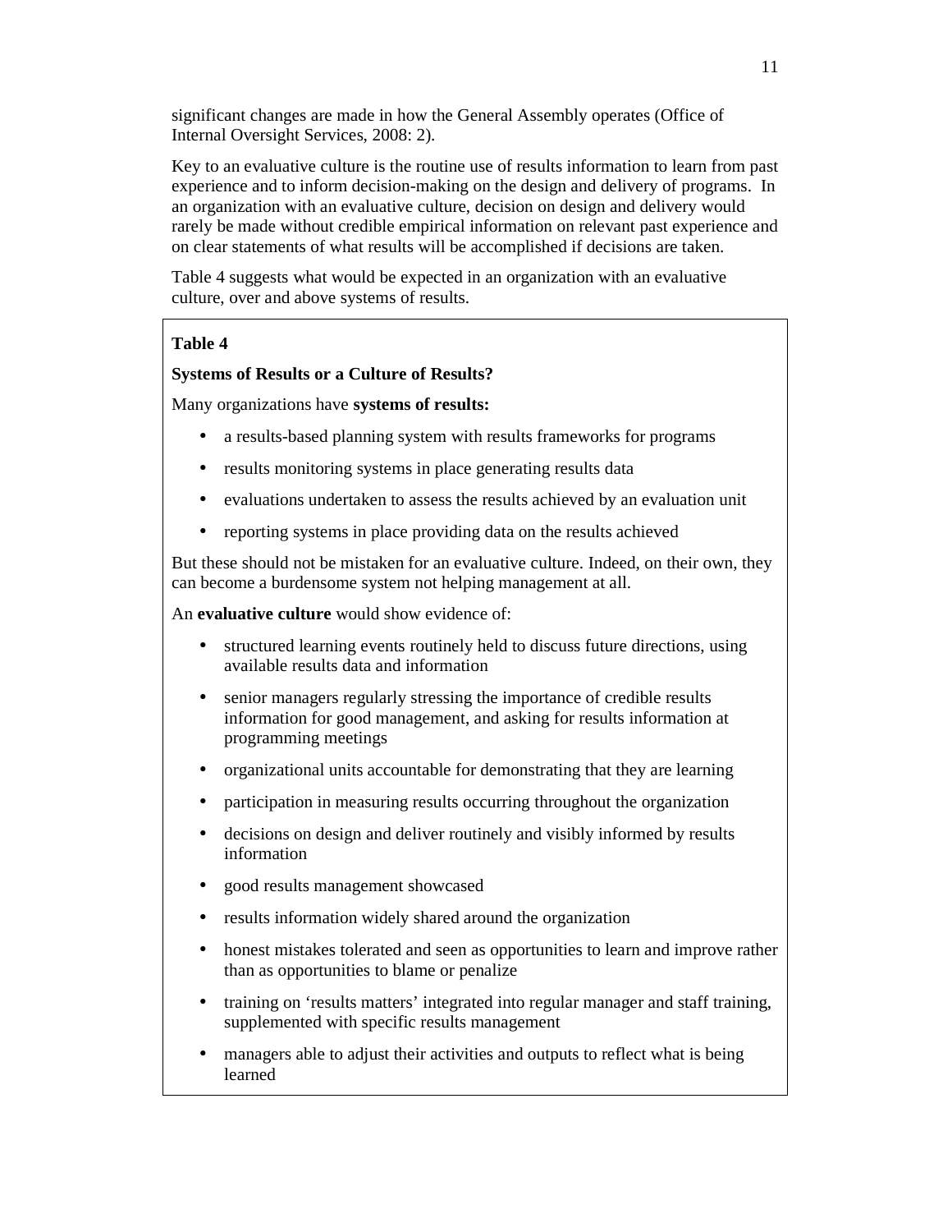significant changes are made in how the General Assembly operates (Office of Internal Oversight Services, 2008: 2).

Key to an evaluative culture is the routine use of results information to learn from past experience and to inform decision-making on the design and delivery of programs. In an organization with an evaluative culture, decision on design and delivery would rarely be made without credible empirical information on relevant past experience and on clear statements of what results will be accomplished if decisions are taken.

Table 4 suggests what would be expected in an organization with an evaluative culture, over and above systems of results.

**Table 4**

**Systems of Results or a Culture of Results?**

Many organizations have **systems of results:**

- a results-based planning system with results frameworks for programs
- results monitoring systems in place generating results data
- evaluations undertaken to assess the results achieved by an evaluation unit
- reporting systems in place providing data on the results achieved

But these should not be mistaken for an evaluative culture. Indeed, on their own, they can become a burdensome system not helping management at all.

An **evaluative culture** would show evidence of:

- structured learning events routinely held to discuss future directions, using available results data and information
- senior managers regularly stressing the importance of credible results information for good management, and asking for results information at programming meetings
- organizational units accountable for demonstrating that they are learning
- participation in measuring results occurring throughout the organization
- decisions on design and deliver routinely and visibly informed by results information
- good results management showcased
- results information widely shared around the organization
- honest mistakes tolerated and seen as opportunities to learn and improve rather than as opportunities to blame or penalize
- training on 'results matters' integrated into regular manager and staff training, supplemented with specific results management
- managers able to adjust their activities and outputs to reflect what is being learned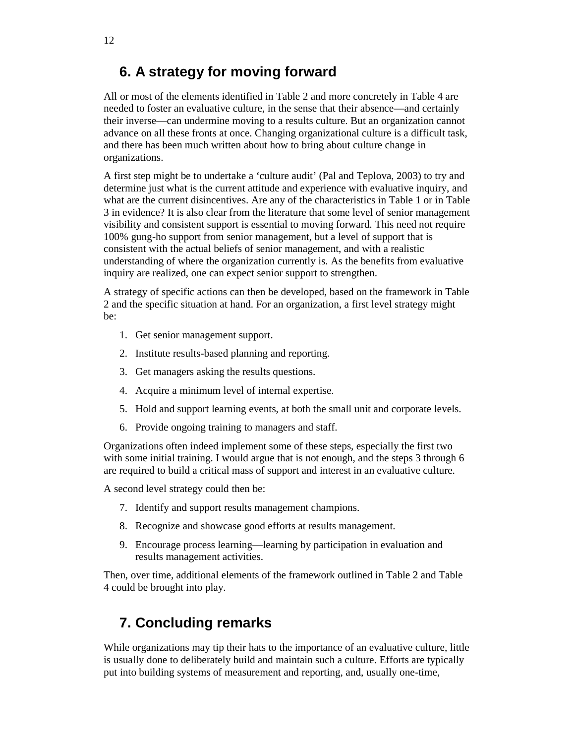## 6. A strategy for moving forward

All or most of the elements identified in Table 2 and more concretely in Table 4 are needed to foster an evaluative culture, in the sense that their absence—and certainly their inverse—can undermine moving to a results culture. But an organization cannot advance on all these fronts at once. Changing organizational culture is a difficult task, and there has been much written about how to bring about culture change in organizations.

A first step might be to undertake a 'culture audit' (Pal and Teplova, 2003) to try and determine just what is the current attitude and experience with evaluative inquiry, and what are the current disincentives. Are any of the characteristics in Table 1 or in Table 3 in evidence? It is also clear from the literature that some level of senior management visibility and consistent support is essential to moving forward. This need not require 100% gung-ho support from senior management, but a level of support that is consistent with the actual beliefs of senior management, and with a realistic understanding of where the organization currently is. As the benefits from evaluative inquiry are realized, one can expect senior support to strengthen.

A strategy of specific actions can then be developed, based on the framework in Table 2 and the specific situation at hand. For an organization, a first level strategy might be:

1. Get senior management support.
2. Institute results-based planning and reporting.
3. Get managers asking the results questions.
4. Acquire a minimum level of internal expertise.
5. Hold and support learning events, at both the small unit and corporate levels.
6. Provide ongoing training to managers and staff.

Organizations often indeed implement some of these steps, especially the first two with some initial training. I would argue that is not enough, and the steps 3 through 6 are required to build a critical mass of support and interest in an evaluative culture.

A second level strategy could then be:

7. Identify and support results management champions.
8. Recognize and showcase good efforts at results management.
9. Encourage process learning—learning by participation in evaluation and results management activities.

Then, over time, additional elements of the framework outlined in Table 2 and Table 4 could be brought into play.

## 7. Concluding remarks

While organizations may tip their hats to the importance of an evaluative culture, little is usually done to deliberately build and maintain such a culture. Efforts are typically put into building systems of measurement and reporting, and, usually one-time,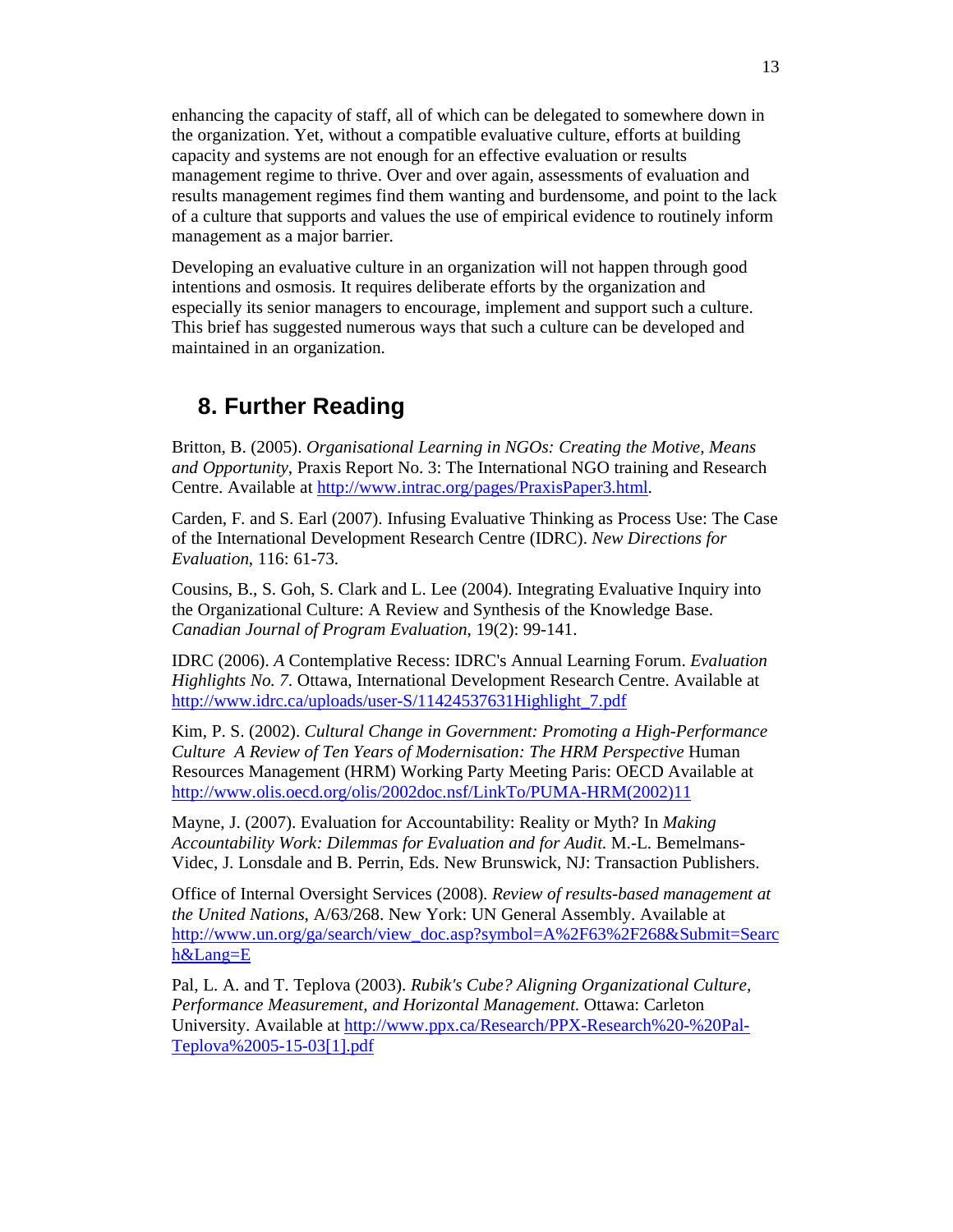enhancing the capacity of staff, all of which can be delegated to somewhere down in the organization. Yet, without a compatible evaluative culture, efforts at building capacity and systems are not enough for an effective evaluation or results management regime to thrive. Over and over again, assessments of evaluation and results management regimes find them wanting and burdensome, and point to the lack of a culture that supports and values the use of empirical evidence to routinely inform management as a major barrier.

Developing an evaluative culture in an organization will not happen through good intentions and osmosis. It requires deliberate efforts by the organization and especially its senior managers to encourage, implement and support such a culture. This brief has suggested numerous ways that such a culture can be developed and maintained in an organization.

## 8. Further Reading

Britton, B. (2005). *Organisational Learning in NGOs: Creating the Motive, Means and Opportunity*, Praxis Report No. 3: The International NGO training and Research Centre. Available at http://www.intrac.org/pages/PraxisPaper3.html.

Carden, F. and S. Earl (2007). Infusing Evaluative Thinking as Process Use: The Case of the International Development Research Centre (IDRC). *New Directions for Evaluation*, 116: 61-73.

Cousins, B., S. Goh, S. Clark and L. Lee (2004). Integrating Evaluative Inquiry into the Organizational Culture: A Review and Synthesis of the Knowledge Base. *Canadian Journal of Program Evaluation*, 19(2): 99-141.

IDRC (2006). *A* Contemplative Recess: IDRC's Annual Learning Forum. *Evaluation Highlights No. 7*. Ottawa, International Development Research Centre. Available at http://www.idrc.ca/uploads/user-S/11424537631Highlight_7.pdf

Kim, P. S. (2002). *Cultural Change in Government: Promoting a High-Performance Culture A Review of Ten Years of Modernisation: The HRM Perspective* Human Resources Management (HRM) Working Party Meeting Paris: OECD Available at http://www.olis.oecd.org/olis/2002doc.nsf/LinkTo/PUMA-HRM(2002)11

Mayne, J. (2007). Evaluation for Accountability: Reality or Myth? In *Making Accountability Work: Dilemmas for Evaluation and for Audit.* M.-L. Bemelmans-Videc, J. Lonsdale and B. Perrin, Eds. New Brunswick, NJ: Transaction Publishers.

Office of Internal Oversight Services (2008). *Review of results-based management at the United Nations*, A/63/268. New York: UN General Assembly. Available at http://www.un.org/ga/search/view_doc.asp?symbol=A%2F63%2F268&Submit=Search&Lang=E

Pal, L. A. and T. Teplova (2003). *Rubik's Cube? Aligning Organizational Culture, Performance Measurement, and Horizontal Management.* Ottawa: Carleton University. Available at http://www.ppx.ca/Research/PPX-Research%20-%20Pal-Teplova%2005-15-03[1].pdf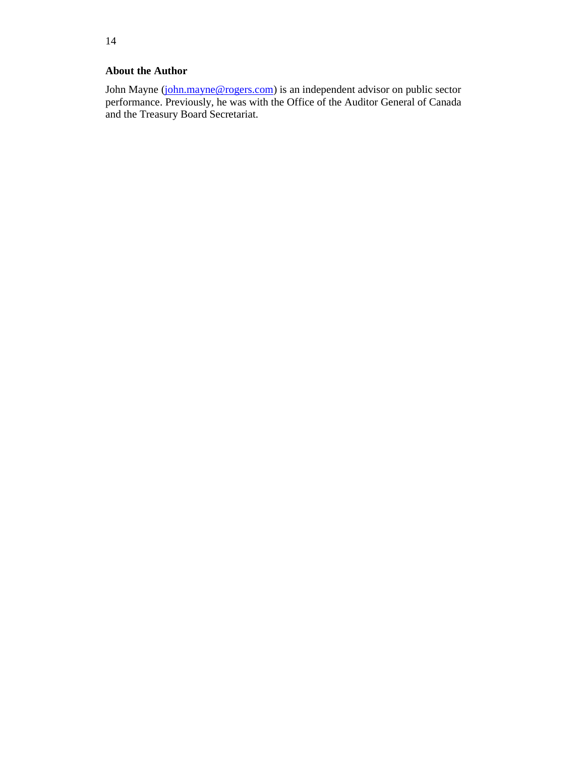### About the Author

John Mayne (john.mayne@rogers.com) is an independent advisor on public sector performance. Previously, he was with the Office of the Auditor General of Canada and the Treasury Board Secretariat.